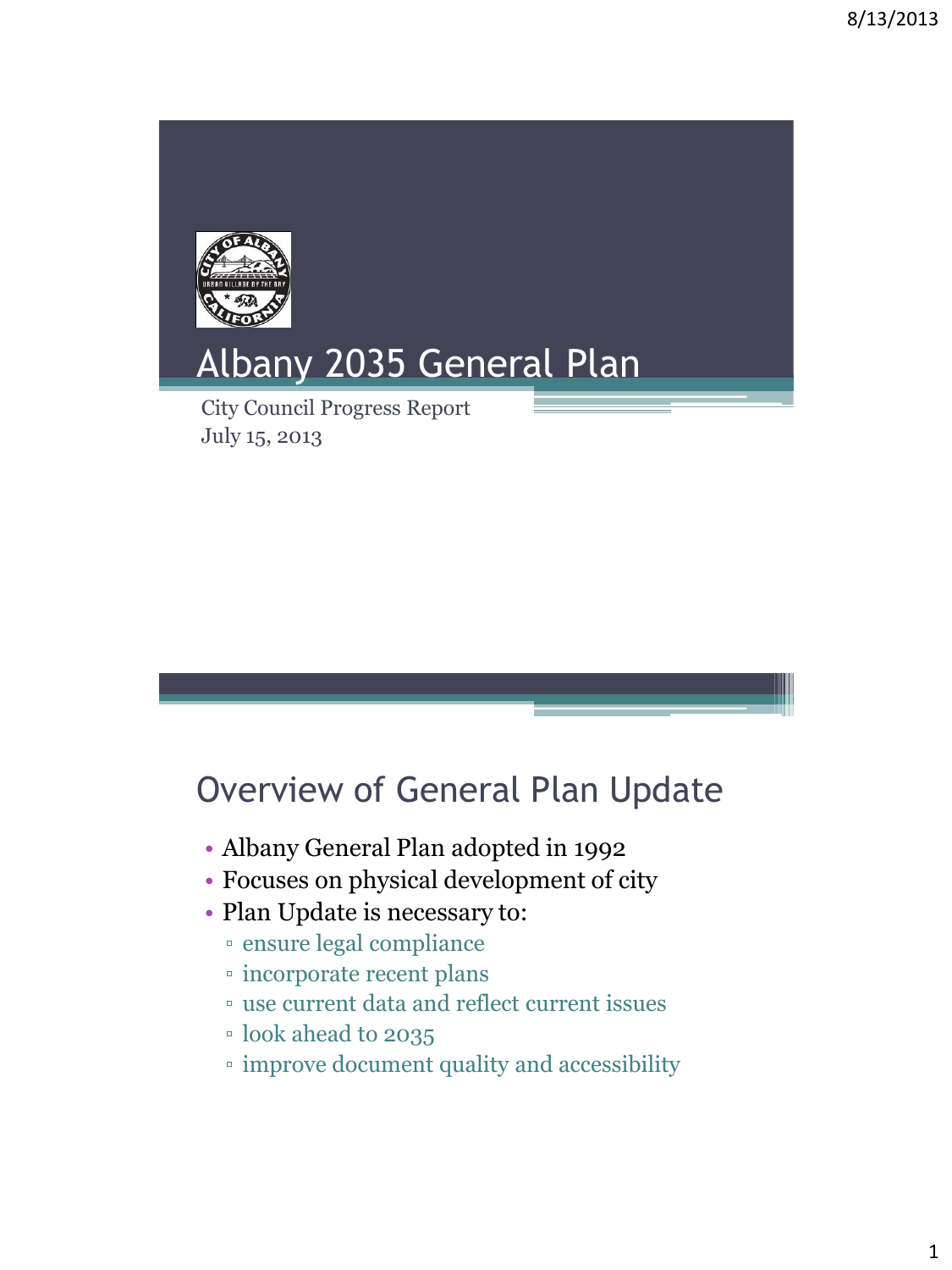# Albany 2035 General Plan

City Council Progress Report
July 15, 2013

## Overview of General Plan Update

- Albany General Plan adopted in 1992
- Focuses on physical development of city
- Plan Update is necessary to:
  - ensure legal compliance
  - incorporate recent plans
  - use current data and reflect current issues
  - look ahead to 2035
  - improve document quality and accessibility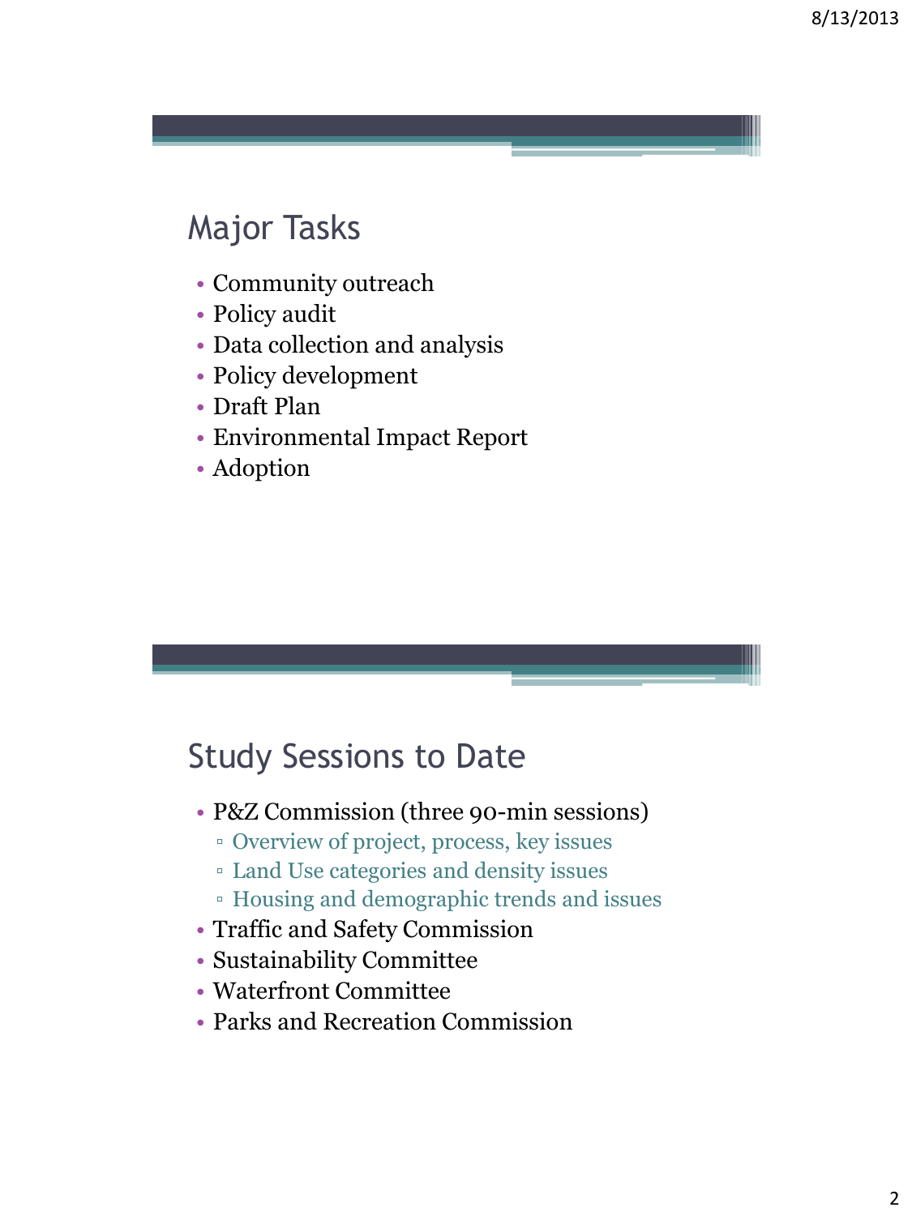## Major Tasks

- Community outreach
- Policy audit
- Data collection and analysis
- Policy development
- Draft Plan
- Environmental Impact Report
- Adoption

## Study Sessions to Date

- P&Z Commission (three 90-min sessions)
  - Overview of project, process, key issues
  - Land Use categories and density issues
  - Housing and demographic trends and issues
- Traffic and Safety Commission
- Sustainability Committee
- Waterfront Committee
- Parks and Recreation Commission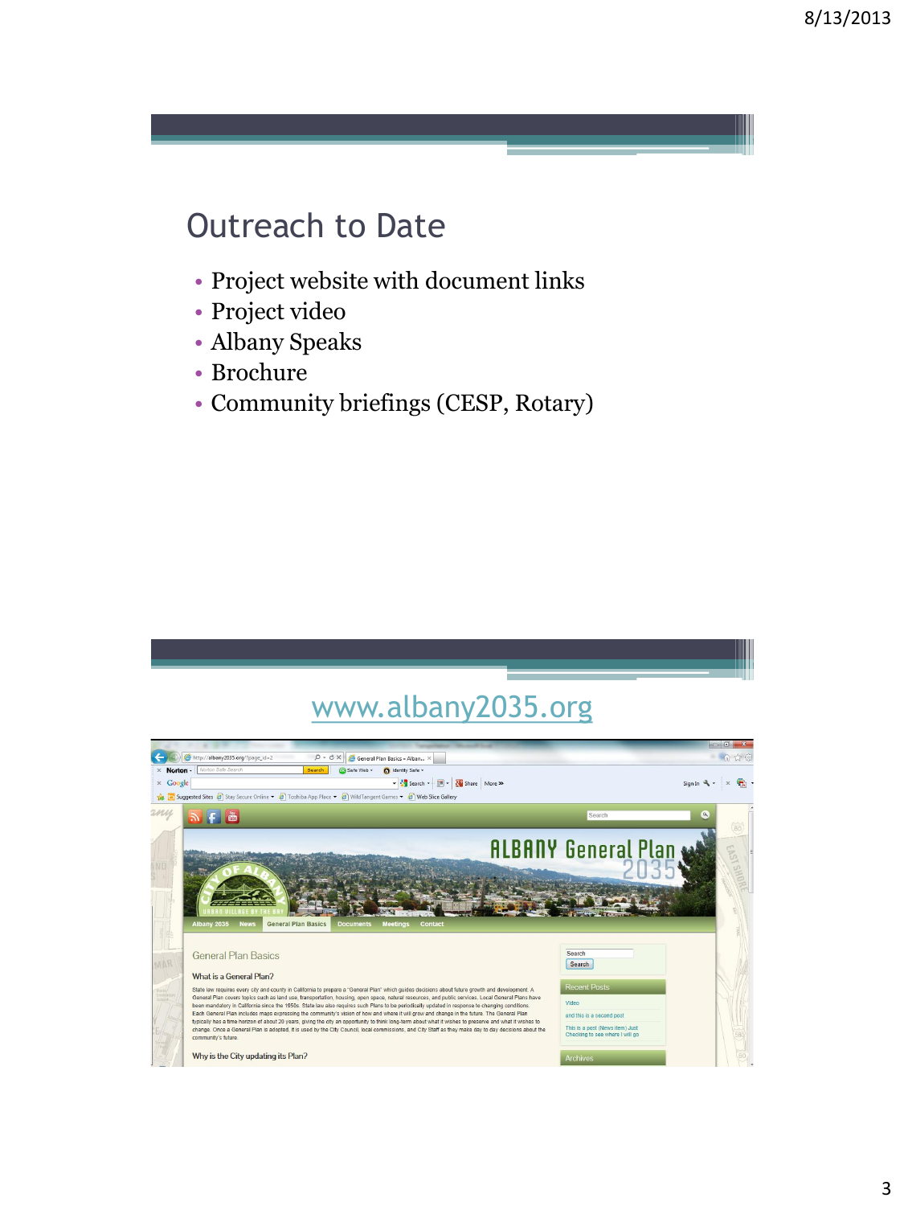## Outreach to Date

- Project website with document links
- Project video
- Albany Speaks
- Brochure
- Community briefings (CESP, Rotary)

## www.albany2035.org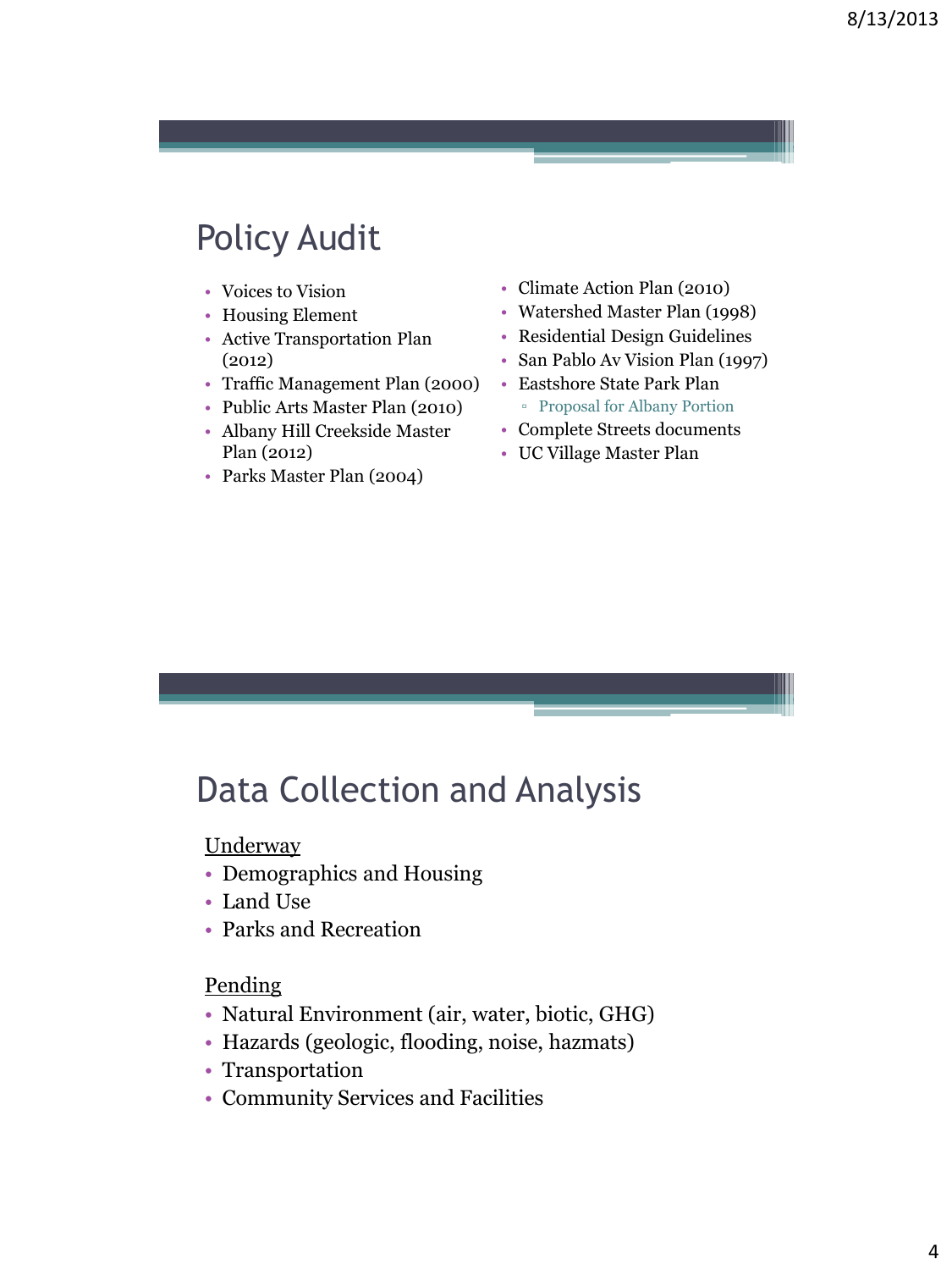## Policy Audit

- Voices to Vision
- Housing Element
- Active Transportation Plan (2012)
- Traffic Management Plan (2000)
- Public Arts Master Plan (2010)
- Albany Hill Creekside Master Plan (2012)
- Parks Master Plan (2004)
- Climate Action Plan (2010)
- Watershed Master Plan (1998)
- Residential Design Guidelines
- San Pablo Av Vision Plan (1997)
- Eastshore State Park Plan
  - Proposal for Albany Portion
- Complete Streets documents
- UC Village Master Plan

## Data Collection and Analysis

Underway

- Demographics and Housing
- Land Use
- Parks and Recreation

Pending

- Natural Environment (air, water, biotic, GHG)
- Hazards (geologic, flooding, noise, hazmats)
- Transportation
- Community Services and Facilities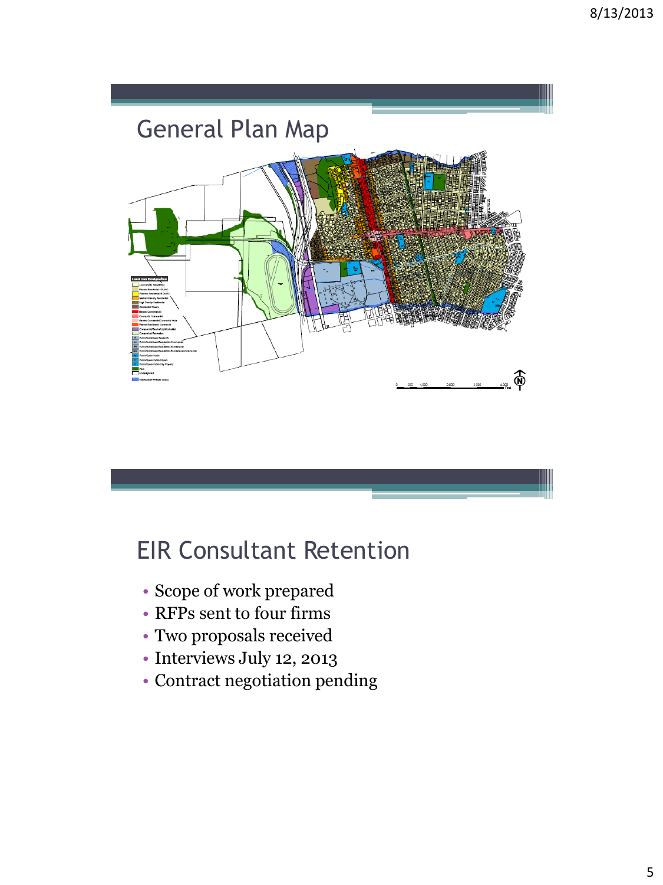## General Plan Map

## EIR Consultant Retention

- Scope of work prepared
- RFPs sent to four firms
- Two proposals received
- Interviews July 12, 2013
- Contract negotiation pending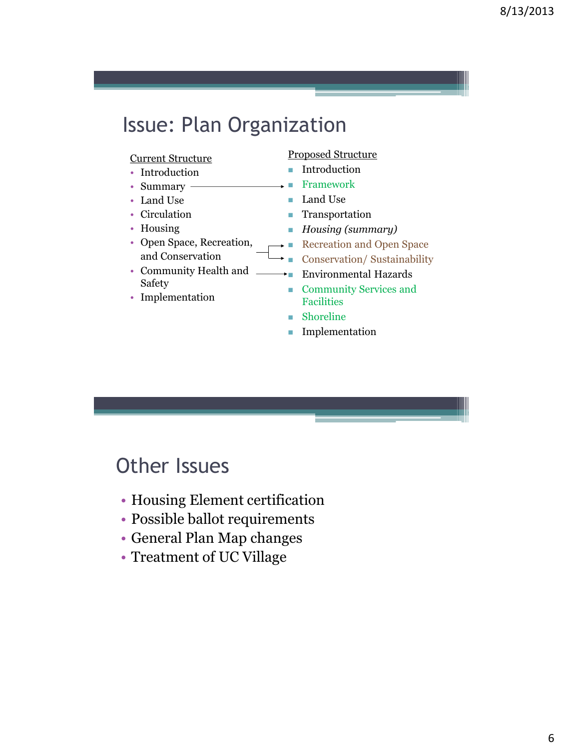## Issue: Plan Organization

**Current Structure**

- Introduction
- Summary
- Land Use
- Circulation
- Housing
- Open Space, Recreation, and Conservation
- Community Health and Safety
- Implementation

**Proposed Structure**

- Introduction
- Framework
- Land Use
- Transportation
- *Housing (summary)*
- Recreation and Open Space
- Conservation/ Sustainability
- Environmental Hazards
- Community Services and Facilities
- Shoreline
- Implementation

## Other Issues

- Housing Element certification
- Possible ballot requirements
- General Plan Map changes
- Treatment of UC Village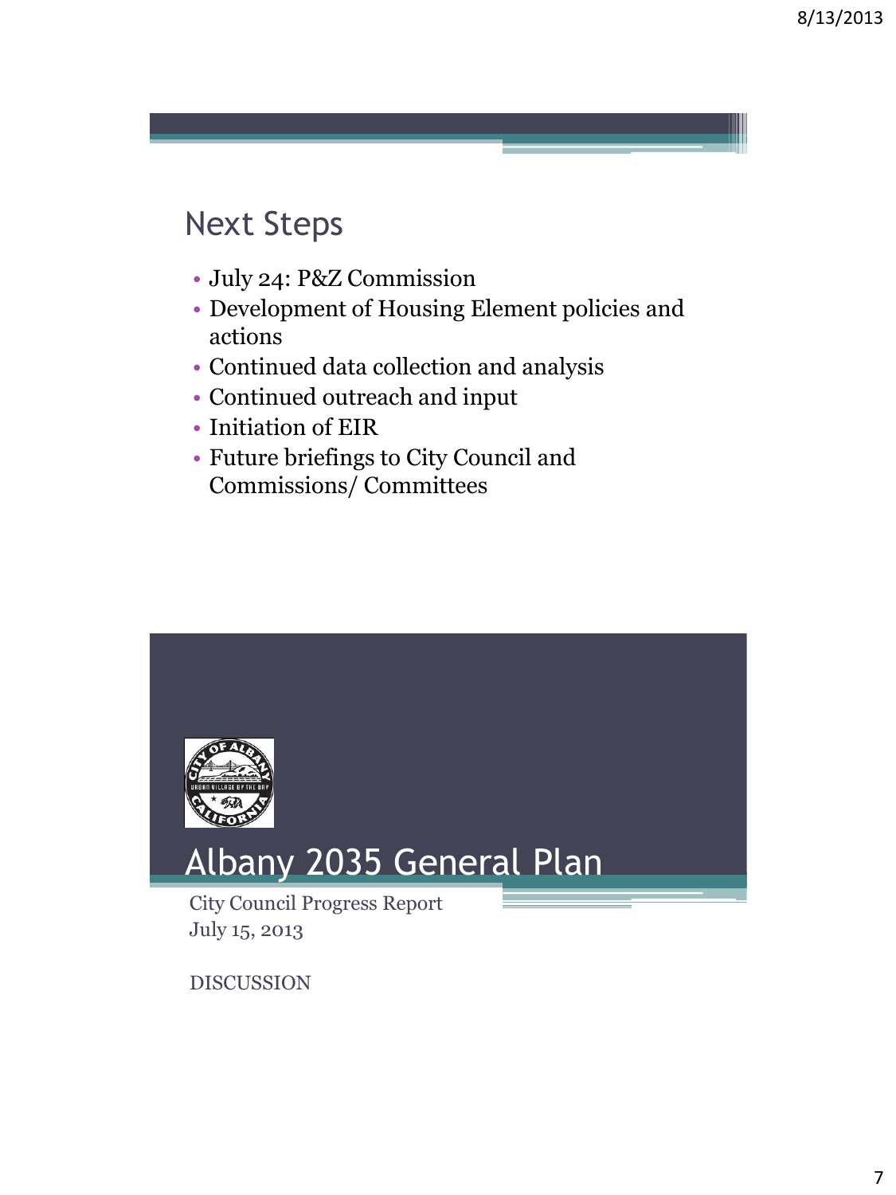## Next Steps

- July 24: P&Z Commission
- Development of Housing Element policies and actions
- Continued data collection and analysis
- Continued outreach and input
- Initiation of EIR
- Future briefings to City Council and Commissions/ Committees

# Albany 2035 General Plan

City Council Progress Report
July 15, 2013

DISCUSSION